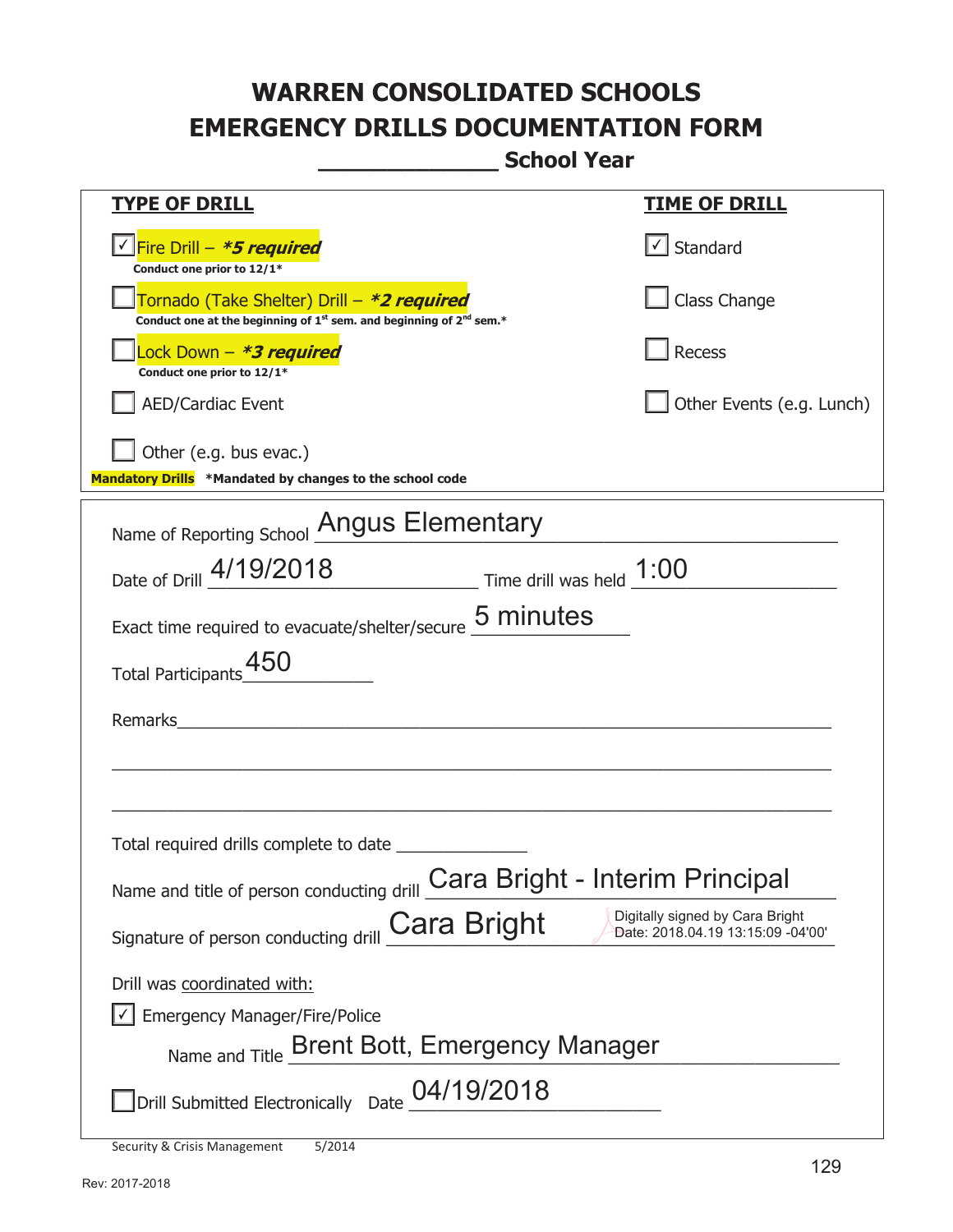# WARREN CONSOLIDATED SCHOOLS
# EMERGENCY DRILLS DOCUMENTATION FORM
## _____________ School Year

| TYPE OF DRILL | TIME OF DRILL |
|---|---|
| ☑ Fire Drill – ***5 required*** <br> **Conduct one prior to 12/1*** | ☑ Standard |
| ☐ Tornado (Take Shelter) Drill – ***2 required*** <br> **Conduct one at the beginning of 1st sem. and beginning of 2nd sem.*** | ☐ Class Change |
| ☐ Lock Down – ***3 required*** <br> **Conduct one prior to 12/1*** | ☐ Recess |
| ☐ AED/Cardiac Event | ☐ Other Events (e.g. Lunch) |
| ☐ Other (e.g. bus evac.) | |

**Mandatory Drills** **\*Mandated by changes to the school code**

Name of Reporting School: Angus Elementary

Date of Drill: 4/19/2018 Time drill was held: 1:00

Exact time required to evacuate/shelter/secure: 5 minutes

Total Participants: 450

Remarks: ____________________________________________

Total required drills complete to date: ______________

Name and title of person conducting drill: Cara Bright - Interim Principal

Signature of person conducting drill: Cara Bright (Digitally signed by Cara Bright Date: 2018.04.19 13:15:09 -04'00')

Drill was coordinated with:

☑ Emergency Manager/Fire/Police

Name and Title: Brent Bott, Emergency Manager

☐ Drill Submitted Electronically Date: 04/19/2018

Security & Crisis Management 5/2014

Rev: 2017-2018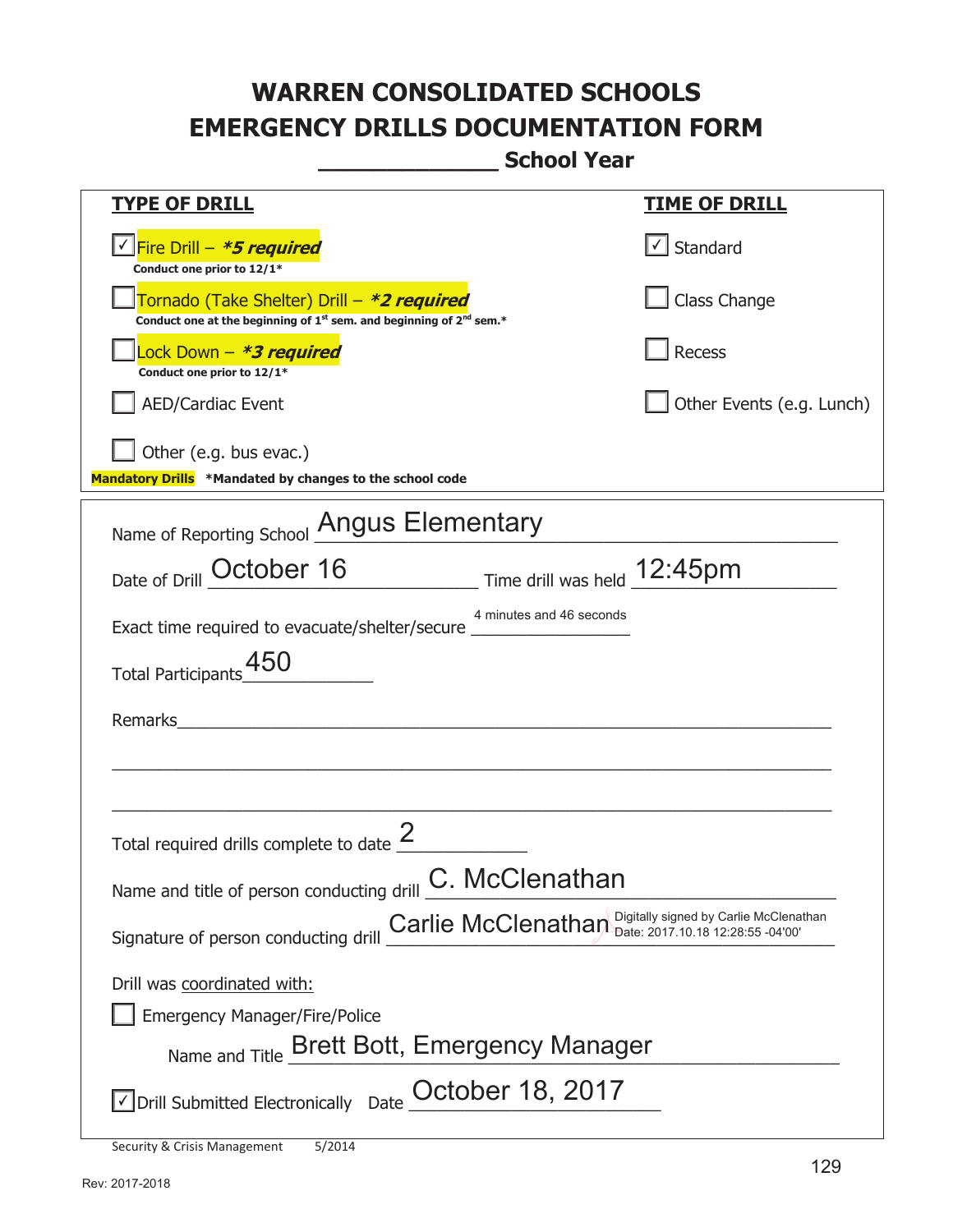# WARREN CONSOLIDATED SCHOOLS
# EMERGENCY DRILLS DOCUMENTATION FORM
## _____________ School Year

| TYPE OF DRILL | TIME OF DRILL |
|---|---|
| ☑ Fire Drill – ***5 required*** <br> **Conduct one prior to 12/1*** | ☑ Standard |
| ☐ Tornado (Take Shelter) Drill – ***2 required*** <br> **Conduct one at the beginning of 1st sem. and beginning of 2nd sem.*** | ☐ Class Change |
| ☐ Lock Down – ***3 required*** <br> **Conduct one prior to 12/1*** | ☐ Recess |
| ☐ AED/Cardiac Event | ☐ Other Events (e.g. Lunch) |
| ☐ Other (e.g. bus evac.) | |

**Mandatory Drills** ***Mandated by changes to the school code**

Name of Reporting School: Angus Elementary

Date of Drill: October 16     Time drill was held: 12:45pm

Exact time required to evacuate/shelter/secure: 4 minutes and 46 seconds

Total Participants: 450

Remarks: ___________________________________________

Total required drills complete to date: 2

Name and title of person conducting drill: C. McClenathan

Signature of person conducting drill: Carlie McClenathan (Digitally signed by Carlie McClenathan Date: 2017.10.18 12:28:55 -04'00')

Drill was coordinated with:

☐ Emergency Manager/Fire/Police

Name and Title: Brett Bott, Emergency Manager

☑ Drill Submitted Electronically     Date: October 18, 2017

Security & Crisis Management     5/2014

Rev: 2017-2018